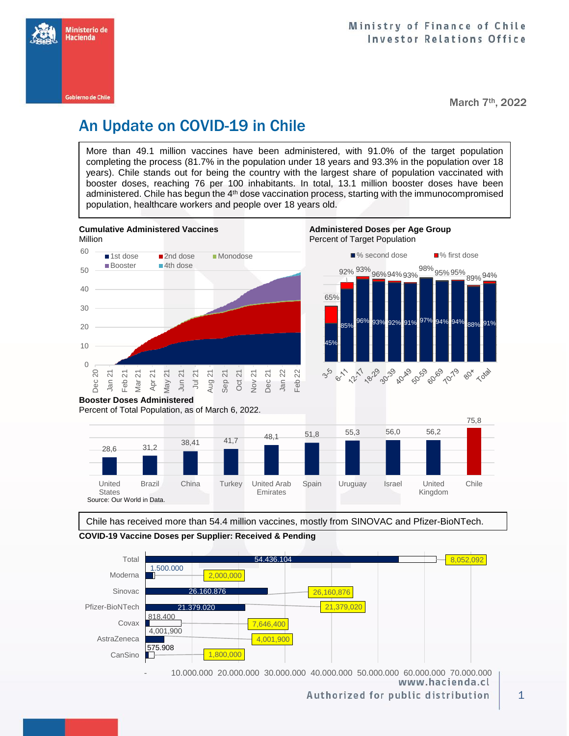Ministerio de Hacienda

Gobierno de Chile

Ministry of Finance of Chile
Investor Relations Office

March 7th, 2022

# An Update on COVID-19 in Chile

More than 49.1 million vaccines have been administered, with 91.0% of the target population completing the process (81.7% in the population under 18 years and 93.3% in the population over 18 years). Chile stands out for being the country with the largest share of population vaccinated with booster doses, reaching 76 per 100 inhabitants. In total, 13.1 million booster doses have been administered. Chile has begun the 4th dose vaccination process, starting with the immunocompromised population, healthcare workers and people over 18 years old.

**Cumulative Administered Vaccines**
Million

Legend: 1st dose, 2nd dose, Monodose, Booster, 4th dose

Y-axis: 0, 10, 20, 30, 40, 50, 60

X-axis: Dec 20, Jan 21, Feb 21, Mar 21, Apr 21, May 21, Jun 21, Jul 21, Aug 21, Sep 21, Oct 21, Nov 21, Dec 21, Jan 22, Feb 22

**Administered Doses per Age Group**
Percent of Target Population

| Age group | % first dose | % second dose |
|---|---|---|
| 3-5 | 65% | 45% |
| 6-11 | 92% | 85% |
| 12-17 | 93% | 96% |
| 18-29 | 96% | 93% |
| 30-39 | 94% | 92% |
| 40-49 | 93% | 91% |
| 50-59 | 98% | 97% |
| 60-69 | 95% | 94% |
| 70-79 | 95% | 94% |
| 80+ | 89% | 88% |
| Total | 94% | 91% |

**Booster Doses Administered**
Percent of Total Population, as of March 6, 2022.

| Country | Booster doses |
|---|---|
| United States | 28,6 |
| Brazil | 31,2 |
| China | 38,41 |
| Turkey | 41,7 |
| United Arab Emirates | 48,1 |
| Spain | 51,8 |
| Uruguay | 55,3 |
| Israel | 56,0 |
| United Kingdom | 56,2 |
| Chile | 75,8 |

Source: Our World in Data.

Chile has received more than 54.4 million vaccines, mostly from SINOVAC and Pfizer-BioNTech.

**COVID-19 Vaccine Doses per Supplier: Received & Pending**

| Supplier | Received | Total |
|---|---|---|
| Total | 54.436.104 | 8,052,092 |
| Moderna | 1.500.000 | 2,000,000 |
| Sinovac | 26.160.876 | 26,160,876 |
| Pfizer-BioNTech | 21.379.020 | 21,379,020 |
| Covax | 818,400 | 7,646,400 |
| AstraZeneca | 4,001,900 | 4,001,900 |
| CanSino | 575.908 | 1,800,000 |

X-axis: -, 10.000.000, 20.000.000, 30.000.000, 40.000.000, 50.000.000, 60.000.000, 70.000.000

www.hacienda.cl
Authorized for public distribution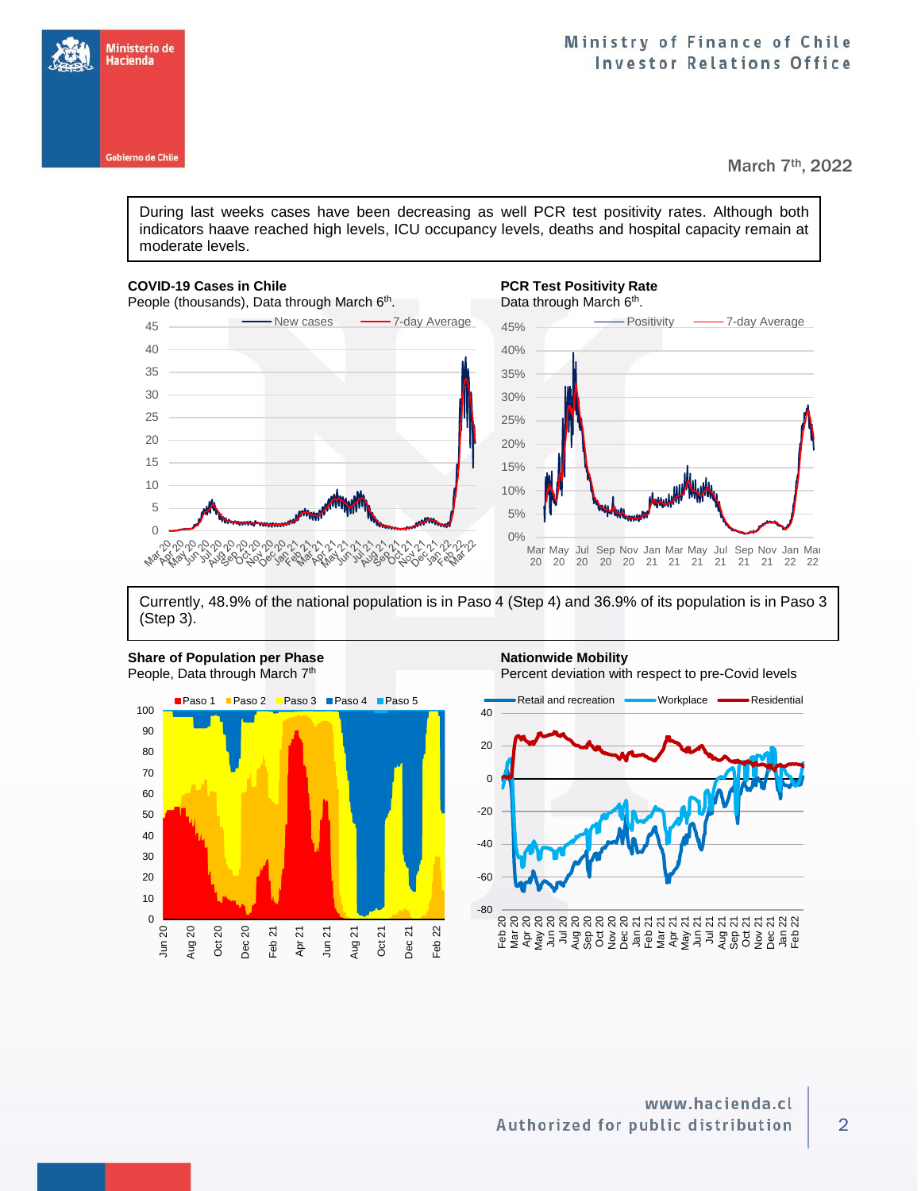During last weeks cases have been decreasing as well PCR test positivity rates. Although both indicators haave reached high levels, ICU occupancy levels, deaths and hospital capacity remain at moderate levels.

**COVID-19 Cases in Chile**
People (thousands), Data through March 6th.

**PCR Test Positivity Rate**
Data through March 6th.

Currently, 48.9% of the national population is in Paso 4 (Step 4) and 36.9% of its population is in Paso 3 (Step 3).

**Share of Population per Phase**
People, Data through March 7th

**Nationwide Mobility**
Percent deviation with respect to pre-Covid levels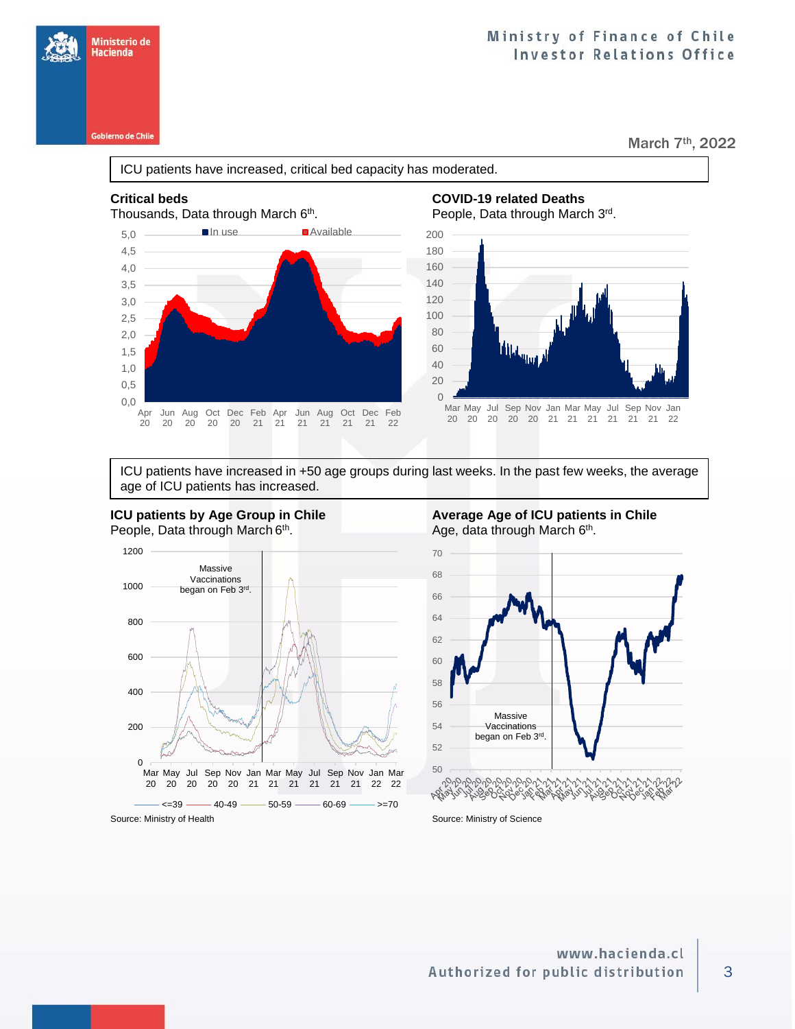March 7th, 2022

ICU patients have increased, critical bed capacity has moderated.

**Critical beds**

Thousands, Data through March 6th.

In use
Available

5,0
4,5
4,0
3,5
3,0
2,5
2,0
1,5
1,0
0,5
0,0

Apr 20 Jun 20 Aug 20 Oct 20 Dec 20 Feb 21 Apr 21 Jun 21 Aug 21 Oct 21 Dec 21 Feb 22

**COVID-19 related Deaths**

People, Data through March 3rd.

200
180
160
140
120
100
80
60
40
20
0

Mar 20 May 20 Jul 20 Sep 20 Nov 20 Jan 21 Mar 21 May 21 Jul 21 Sep 21 Nov 21 Jan 22

ICU patients have increased in +50 age groups during last weeks. In the past few weeks, the average age of ICU patients has increased.

**ICU patients by Age Group in Chile**

People, Data through March 6th.

1200
1000
800
600
400
200
0

Massive Vaccinations began on Feb 3rd.

Mar 20 May 20 Jul 20 Sep 20 Nov 20 Jan 21 Mar 21 May 21 Jul 21 Sep 21 Nov 21 Jan 22 Mar 22

<=39
40-49
50-59
60-69
>=70

Source: Ministry of Health

**Average Age of ICU patients in Chile**

Age, data through March 6th.

70
68
66
64
62
60
58
56
54
52
50

Massive Vaccinations began on Feb 3rd.

Apr 20 May 20 Jun 20 Jul 20 Aug 20 Sep 20 Oct 20 Nov 20 Dec 20 Jan 21 Feb 21 Mar 21 Apr 21 May 21 Jun 21 Jul 21 Aug 21 Sep 21 Oct 21 Nov 21 Dec 21 Jan 22 Feb 22 Mar 22

Source: Ministry of Science